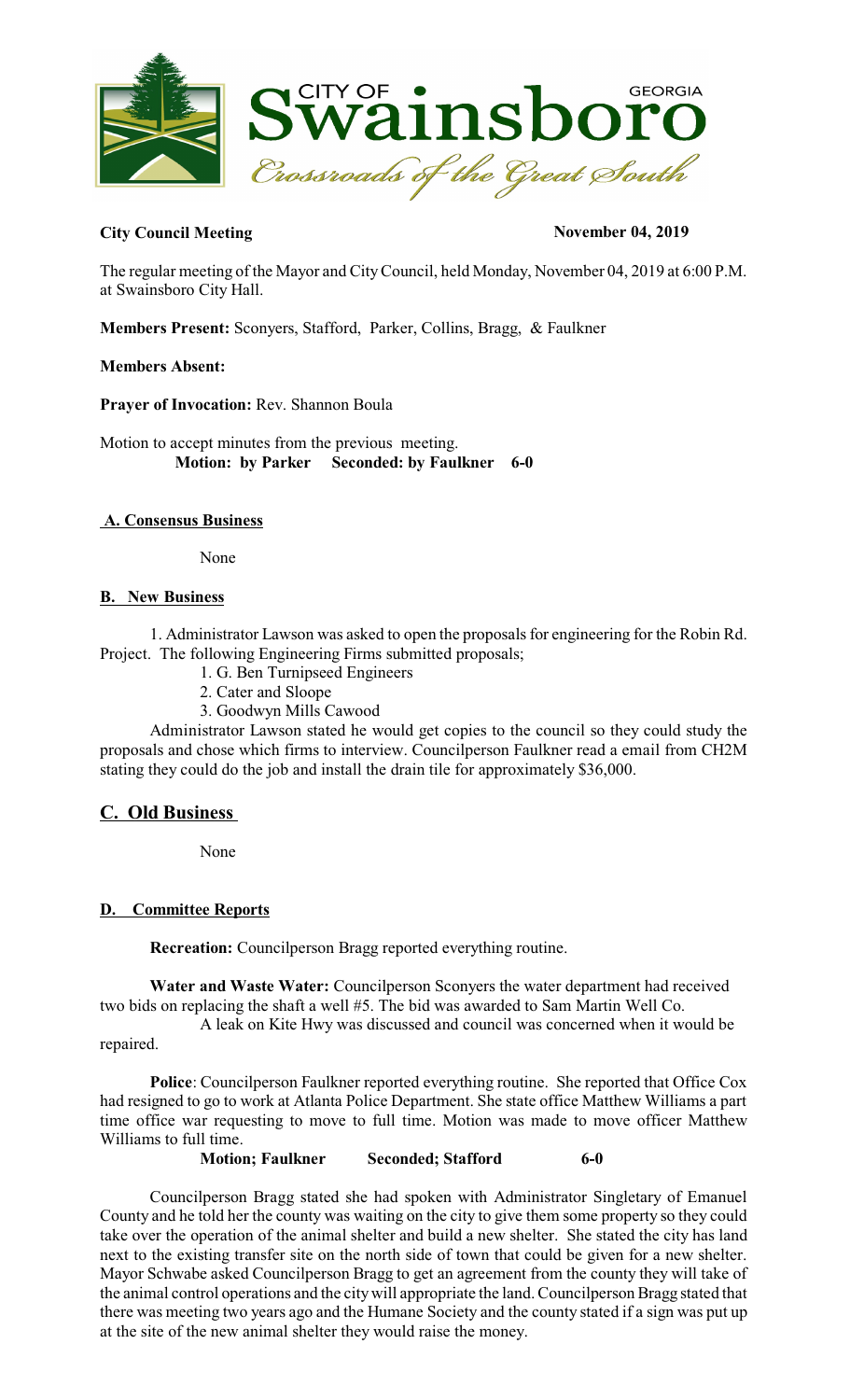CITY OF **Swainsboro** GEORGIA

*Crossroads of the Great South*

**City Council Meeting** **November 04, 2019**

The regular meeting of the Mayor and City Council, held Monday, November 04, 2019 at 6:00 P.M. at Swainsboro City Hall.

**Members Present:** Sconyers, Stafford, Parker, Collins, Bragg, & Faulkner

**Members Absent:**

**Prayer of Invocation:** Rev. Shannon Boula

Motion to accept minutes from the previous meeting.
**Motion: by Parker Seconded: by Faulkner 6-0**

**A. Consensus Business**

None

**B. New Business**

1. Administrator Lawson was asked to open the proposals for engineering for the Robin Rd. Project. The following Engineering Firms submitted proposals;

1. G. Ben Turnipseed Engineers
2. Cater and Sloope
3. Goodwyn Mills Cawood

Administrator Lawson stated he would get copies to the council so they could study the proposals and chose which firms to interview. Councilperson Faulkner read a email from CH2M stating they could do the job and install the drain tile for approximately $36,000.

## C. Old Business

None

**D. Committee Reports**

**Recreation:** Councilperson Bragg reported everything routine.

**Water and Waste Water:** Councilperson Sconyers the water department had received two bids on replacing the shaft a well #5. The bid was awarded to Sam Martin Well Co.

A leak on Kite Hwy was discussed and council was concerned when it would be repaired.

**Police**: Councilperson Faulkner reported everything routine. She reported that Office Cox had resigned to go to work at Atlanta Police Department. She state office Matthew Williams a part time office war requesting to move to full time. Motion was made to move officer Matthew Williams to full time.

**Motion; Faulkner Seconded; Stafford 6-0**

Councilperson Bragg stated she had spoken with Administrator Singletary of Emanuel County and he told her the county was waiting on the city to give them some property so they could take over the operation of the animal shelter and build a new shelter. She stated the city has land next to the existing transfer site on the north side of town that could be given for a new shelter. Mayor Schwabe asked Councilperson Bragg to get an agreement from the county they will take of the animal control operations and the city will appropriate the land. Councilperson Bragg stated that there was meeting two years ago and the Humane Society and the county stated if a sign was put up at the site of the new animal shelter they would raise the money.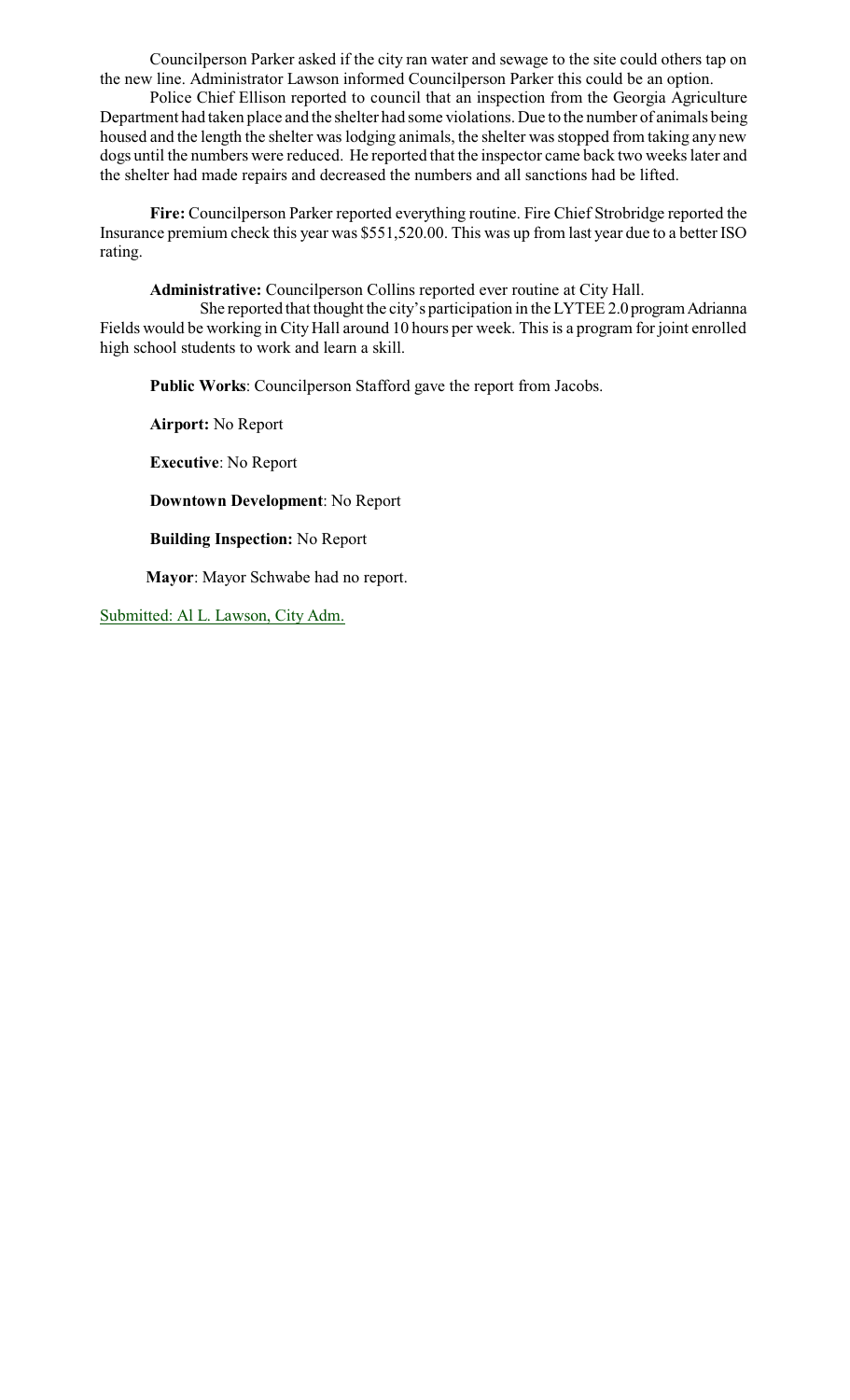Councilperson Parker asked if the city ran water and sewage to the site could others tap on the new line. Administrator Lawson informed Councilperson Parker this could be an option.

Police Chief Ellison reported to council that an inspection from the Georgia Agriculture Department had taken place and the shelter had some violations. Due to the number of animals being housed and the length the shelter was lodging animals, the shelter was stopped from taking any new dogs until the numbers were reduced. He reported that the inspector came back two weeks later and the shelter had made repairs and decreased the numbers and all sanctions had be lifted.

**Fire:** Councilperson Parker reported everything routine. Fire Chief Strobridge reported the Insurance premium check this year was $551,520.00. This was up from last year due to a better ISO rating.

**Administrative:** Councilperson Collins reported ever routine at City Hall.

She reported that thought the city's participation in the LYTEE 2.0 program Adrianna Fields would be working in City Hall around 10 hours per week. This is a program for joint enrolled high school students to work and learn a skill.

**Public Works**: Councilperson Stafford gave the report from Jacobs.

**Airport:** No Report

**Executive**: No Report

**Downtown Development**: No Report

**Building Inspection:** No Report

**Mayor**: Mayor Schwabe had no report.

Submitted: Al L. Lawson, City Adm.